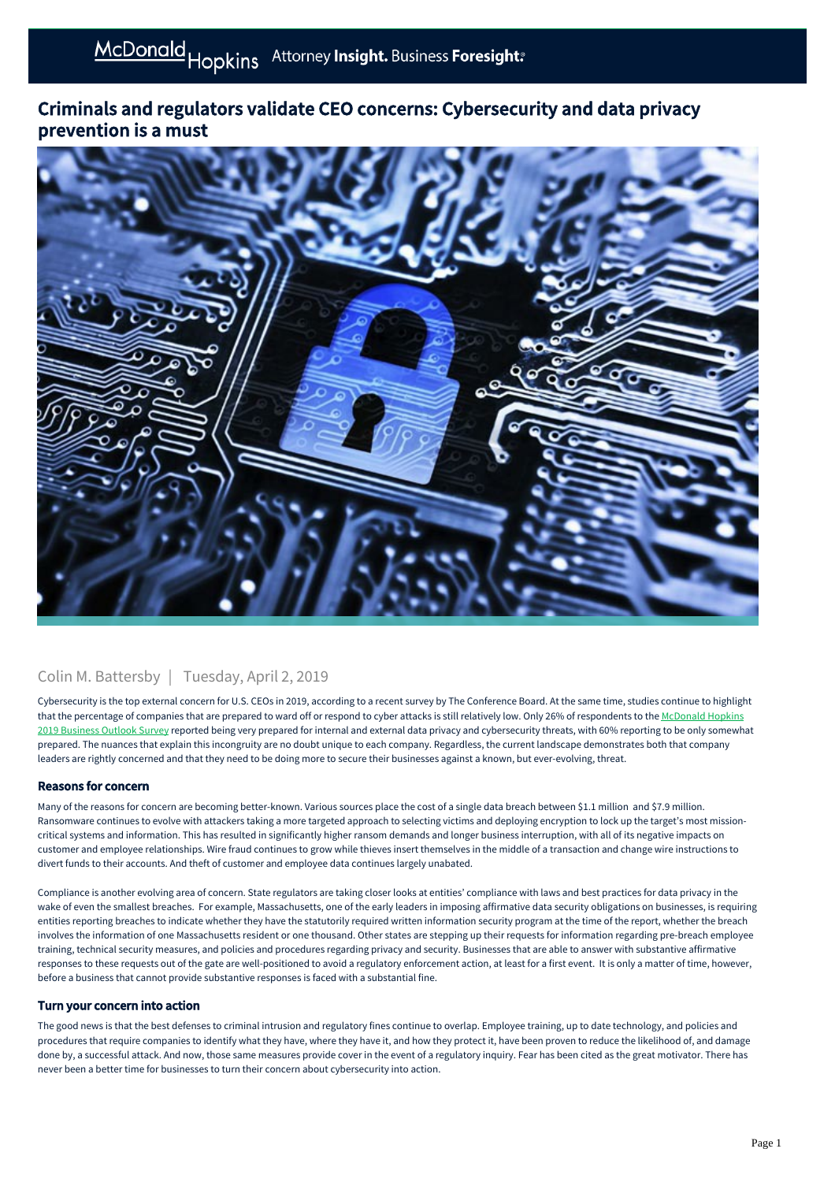# Criminals and regulators validate CEO concerns: Cybersecurity and data privacy prevention is a must

Colin M. Battersby | Tuesday, April 2, 2019

Cybersecurity is the top external concern for U.S. CEOs in 2019, according to a recent survey by The Conference Board. At the same time, studies continue to highlight that the percentage of companies that are prepared to ward off or respond to cyber attacks is still relatively low. Only 26% of respondents to the McDonald Hopkins 2019 Business Outlook Survey reported being very prepared for internal and external data privacy and cybersecurity threats, with 60% reporting to be only somewhat prepared. The nuances that explain this incongruity are no doubt unique to each company. Regardless, the current landscape demonstrates both that company leaders are rightly concerned and that they need to be doing more to secure their businesses against a known, but ever-evolving, threat.

## Reasons for concern

Many of the reasons for concern are becoming better-known. Various sources place the cost of a single data breach between $1.1 million and $7.9 million. Ransomware continues to evolve with attackers taking a more targeted approach to selecting victims and deploying encryption to lock up the target's most mission-critical systems and information. This has resulted in significantly higher ransom demands and longer business interruption, with all of its negative impacts on customer and employee relationships. Wire fraud continues to grow while thieves insert themselves in the middle of a transaction and change wire instructions to divert funds to their accounts. And theft of customer and employee data continues largely unabated.

Compliance is another evolving area of concern. State regulators are taking closer looks at entities' compliance with laws and best practices for data privacy in the wake of even the smallest breaches. For example, Massachusetts, one of the early leaders in imposing affirmative data security obligations on businesses, is requiring entities reporting breaches to indicate whether they have the statutorily required written information security program at the time of the report, whether the breach involves the information of one Massachusetts resident or one thousand. Other states are stepping up their requests for information regarding pre-breach employee training, technical security measures, and policies and procedures regarding privacy and security. Businesses that are able to answer with substantive affirmative responses to these requests out of the gate are well-positioned to avoid a regulatory enforcement action, at least for a first event. It is only a matter of time, however, before a business that cannot provide substantive responses is faced with a substantial fine.

## Turn your concern into action

The good news is that the best defenses to criminal intrusion and regulatory fines continue to overlap. Employee training, up to date technology, and policies and procedures that require companies to identify what they have, where they have it, and how they protect it, have been proven to reduce the likelihood of, and damage done by, a successful attack. And now, those same measures provide cover in the event of a regulatory inquiry. Fear has been cited as the great motivator. There has never been a better time for businesses to turn their concern about cybersecurity into action.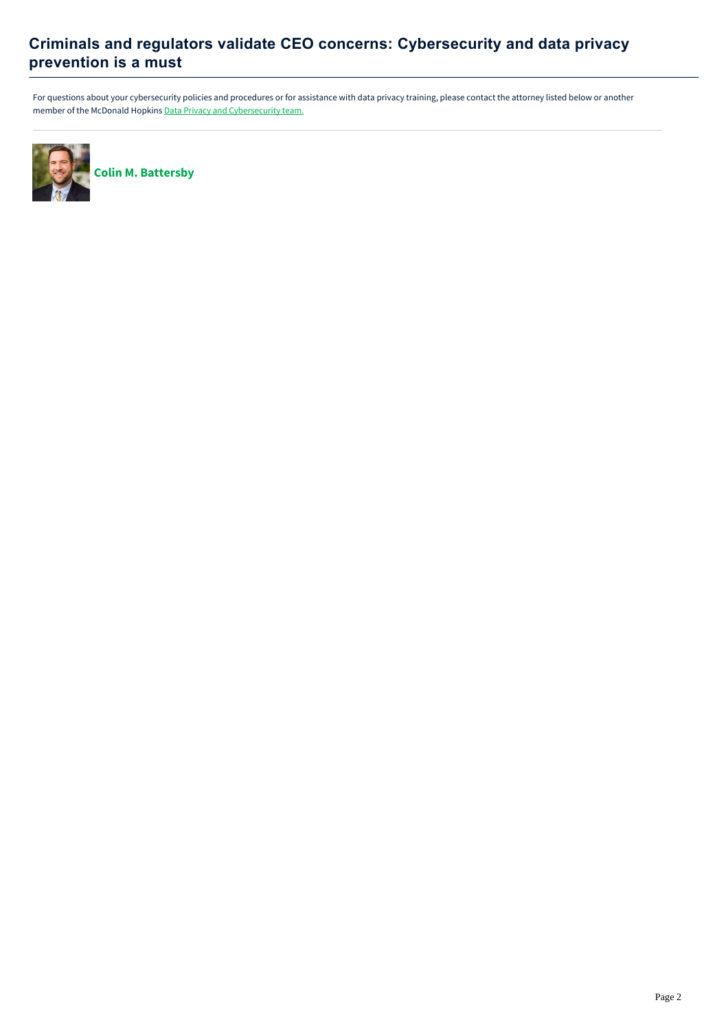# Criminals and regulators validate CEO concerns: Cybersecurity and data privacy prevention is a must

For questions about your cybersecurity policies and procedures or for assistance with data privacy training, please contact the attorney listed below or another member of the McDonald Hopkins Data Privacy and Cybersecurity team.

---

**Colin M. Battersby**